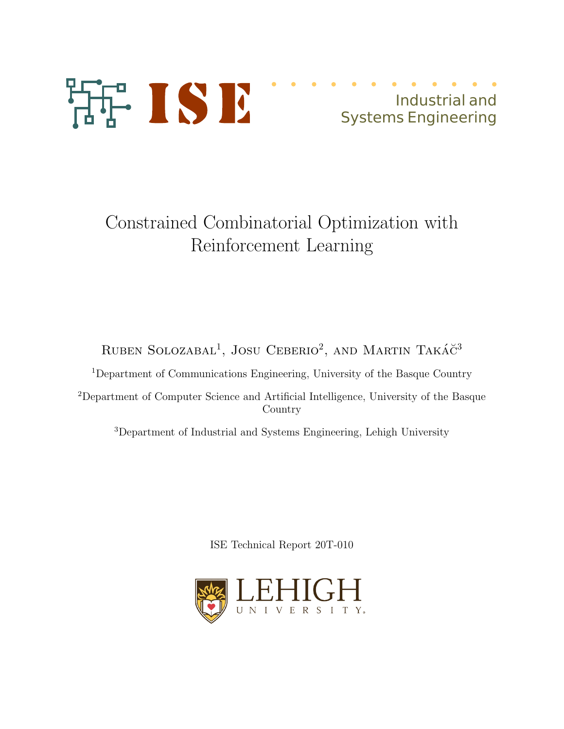Industrial and Systems Engineering

# Constrained Combinatorial Optimization with Reinforcement Learning

Ruben Solozabal[1], Josu Ceberio[2], and Martin Takáč[3]

[1]Department of Communications Engineering, University of the Basque Country

[2]Department of Computer Science and Artificial Intelligence, University of the Basque Country

[3]Department of Industrial and Systems Engineering, Lehigh University

ISE Technical Report 20T-010

LEHIGH UNIVERSITY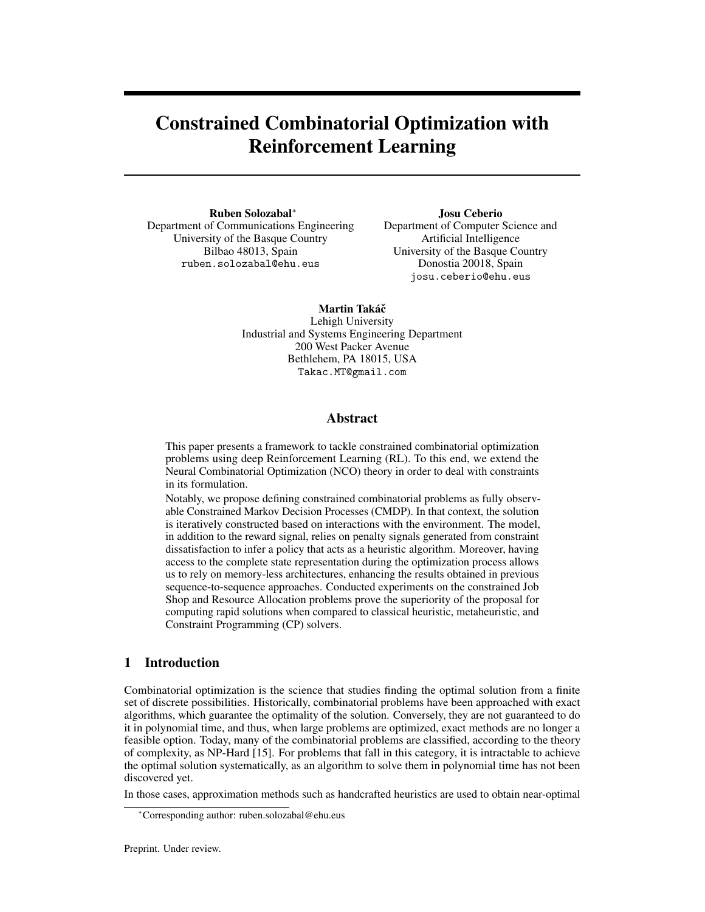# Constrained Combinatorial Optimization with Reinforcement Learning

**Ruben Solozabal***
Department of Communications Engineering
University of the Basque Country
Bilbao 48013, Spain
ruben.solozabal@ehu.eus

**Josu Ceberio**
Department of Computer Science and Artificial Intelligence
University of the Basque Country
Donostia 20018, Spain
josu.ceberio@ehu.eus

**Martin Takáč**
Lehigh University
Industrial and Systems Engineering Department
200 West Packer Avenue
Bethlehem, PA 18015, USA
Takac.MT@gmail.com

## Abstract

This paper presents a framework to tackle constrained combinatorial optimization problems using deep Reinforcement Learning (RL). To this end, we extend the Neural Combinatorial Optimization (NCO) theory in order to deal with constraints in its formulation.

Notably, we propose defining constrained combinatorial problems as fully observable Constrained Markov Decision Processes (CMDP). In that context, the solution is iteratively constructed based on interactions with the environment. The model, in addition to the reward signal, relies on penalty signals generated from constraint dissatisfaction to infer a policy that acts as a heuristic algorithm. Moreover, having access to the complete state representation during the optimization process allows us to rely on memory-less architectures, enhancing the results obtained in previous sequence-to-sequence approaches. Conducted experiments on the constrained Job Shop and Resource Allocation problems prove the superiority of the proposal for computing rapid solutions when compared to classical heuristic, metaheuristic, and Constraint Programming (CP) solvers.

## 1 Introduction

Combinatorial optimization is the science that studies finding the optimal solution from a finite set of discrete possibilities. Historically, combinatorial problems have been approached with exact algorithms, which guarantee the optimality of the solution. Conversely, they are not guaranteed to do it in polynomial time, and thus, when large problems are optimized, exact methods are no longer a feasible option. Today, many of the combinatorial problems are classified, according to the theory of complexity, as NP-Hard [15]. For problems that fall in this category, it is intractable to achieve the optimal solution systematically, as an algorithm to solve them in polynomial time has not been discovered yet.

In those cases, approximation methods such as handcrafted heuristics are used to obtain near-optimal

*Corresponding author: ruben.solozabal@ehu.eus

Preprint. Under review.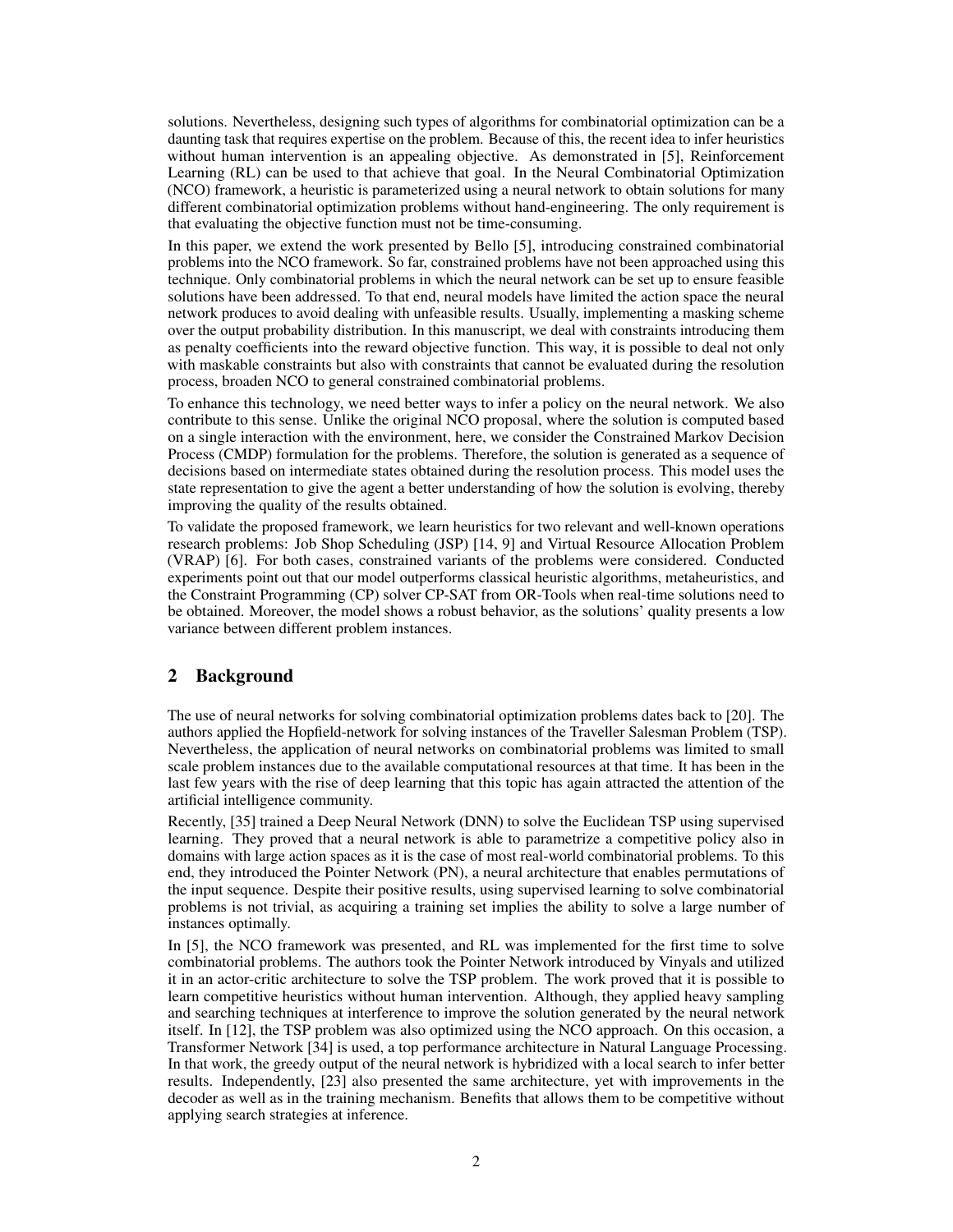solutions. Nevertheless, designing such types of algorithms for combinatorial optimization can be a daunting task that requires expertise on the problem. Because of this, the recent idea to infer heuristics without human intervention is an appealing objective. As demonstrated in [5], Reinforcement Learning (RL) can be used to that achieve that goal. In the Neural Combinatorial Optimization (NCO) framework, a heuristic is parameterized using a neural network to obtain solutions for many different combinatorial optimization problems without hand-engineering. The only requirement is that evaluating the objective function must not be time-consuming.

In this paper, we extend the work presented by Bello [5], introducing constrained combinatorial problems into the NCO framework. So far, constrained problems have not been approached using this technique. Only combinatorial problems in which the neural network can be set up to ensure feasible solutions have been addressed. To that end, neural models have limited the action space the neural network produces to avoid dealing with unfeasible results. Usually, implementing a masking scheme over the output probability distribution. In this manuscript, we deal with constraints introducing them as penalty coefficients into the reward objective function. This way, it is possible to deal not only with maskable constraints but also with constraints that cannot be evaluated during the resolution process, broaden NCO to general constrained combinatorial problems.

To enhance this technology, we need better ways to infer a policy on the neural network. We also contribute to this sense. Unlike the original NCO proposal, where the solution is computed based on a single interaction with the environment, here, we consider the Constrained Markov Decision Process (CMDP) formulation for the problems. Therefore, the solution is generated as a sequence of decisions based on intermediate states obtained during the resolution process. This model uses the state representation to give the agent a better understanding of how the solution is evolving, thereby improving the quality of the results obtained.

To validate the proposed framework, we learn heuristics for two relevant and well-known operations research problems: Job Shop Scheduling (JSP) [14, 9] and Virtual Resource Allocation Problem (VRAP) [6]. For both cases, constrained variants of the problems were considered. Conducted experiments point out that our model outperforms classical heuristic algorithms, metaheuristics, and the Constraint Programming (CP) solver CP-SAT from OR-Tools when real-time solutions need to be obtained. Moreover, the model shows a robust behavior, as the solutions' quality presents a low variance between different problem instances.

## 2 Background

The use of neural networks for solving combinatorial optimization problems dates back to [20]. The authors applied the Hopfield-network for solving instances of the Traveller Salesman Problem (TSP). Nevertheless, the application of neural networks on combinatorial problems was limited to small scale problem instances due to the available computational resources at that time. It has been in the last few years with the rise of deep learning that this topic has again attracted the attention of the artificial intelligence community.

Recently, [35] trained a Deep Neural Network (DNN) to solve the Euclidean TSP using supervised learning. They proved that a neural network is able to parametrize a competitive policy also in domains with large action spaces as it is the case of most real-world combinatorial problems. To this end, they introduced the Pointer Network (PN), a neural architecture that enables permutations of the input sequence. Despite their positive results, using supervised learning to solve combinatorial problems is not trivial, as acquiring a training set implies the ability to solve a large number of instances optimally.

In [5], the NCO framework was presented, and RL was implemented for the first time to solve combinatorial problems. The authors took the Pointer Network introduced by Vinyals and utilized it in an actor-critic architecture to solve the TSP problem. The work proved that it is possible to learn competitive heuristics without human intervention. Although, they applied heavy sampling and searching techniques at interference to improve the solution generated by the neural network itself. In [12], the TSP problem was also optimized using the NCO approach. On this occasion, a Transformer Network [34] is used, a top performance architecture in Natural Language Processing. In that work, the greedy output of the neural network is hybridized with a local search to infer better results. Independently, [23] also presented the same architecture, yet with improvements in the decoder as well as in the training mechanism. Benefits that allows them to be competitive without applying search strategies at inference.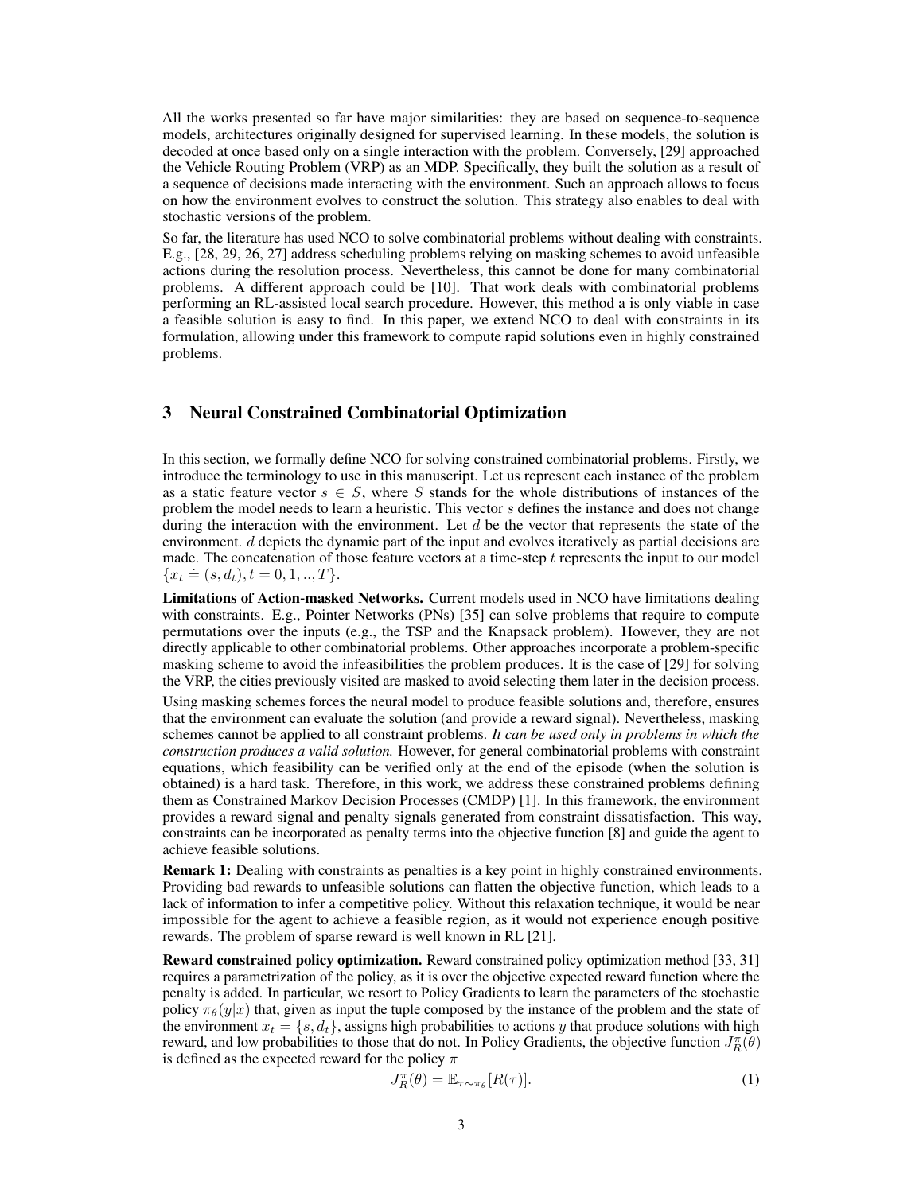All the works presented so far have major similarities: they are based on sequence-to-sequence models, architectures originally designed for supervised learning. In these models, the solution is decoded at once based only on a single interaction with the problem. Conversely, [29] approached the Vehicle Routing Problem (VRP) as an MDP. Specifically, they built the solution as a result of a sequence of decisions made interacting with the environment. Such an approach allows to focus on how the environment evolves to construct the solution. This strategy also enables to deal with stochastic versions of the problem.

So far, the literature has used NCO to solve combinatorial problems without dealing with constraints. E.g., [28, 29, 26, 27] address scheduling problems relying on masking schemes to avoid unfeasible actions during the resolution process. Nevertheless, this cannot be done for many combinatorial problems. A different approach could be [10]. That work deals with combinatorial problems performing an RL-assisted local search procedure. However, this method a is only viable in case a feasible solution is easy to find. In this paper, we extend NCO to deal with constraints in its formulation, allowing under this framework to compute rapid solutions even in highly constrained problems.

## 3 Neural Constrained Combinatorial Optimization

In this section, we formally define NCO for solving constrained combinatorial problems. Firstly, we introduce the terminology to use in this manuscript. Let us represent each instance of the problem as a static feature vector $s \in S$, where $S$ stands for the whole distributions of instances of the problem the model needs to learn a heuristic. This vector $s$ defines the instance and does not change during the interaction with the environment. Let $d$ be the vector that represents the state of the environment. $d$ depicts the dynamic part of the input and evolves iteratively as partial decisions are made. The concatenation of those feature vectors at a time-step $t$ represents the input to our model $\{x_t \doteq (s, d_t), t = 0, 1, .., T\}$.

**Limitations of Action-masked Networks.** Current models used in NCO have limitations dealing with constraints. E.g., Pointer Networks (PNs) [35] can solve problems that require to compute permutations over the inputs (e.g., the TSP and the Knapsack problem). However, they are not directly applicable to other combinatorial problems. Other approaches incorporate a problem-specific masking scheme to avoid the infeasibilities the problem produces. It is the case of [29] for solving the VRP, the cities previously visited are masked to avoid selecting them later in the decision process.

Using masking schemes forces the neural model to produce feasible solutions and, therefore, ensures that the environment can evaluate the solution (and provide a reward signal). Nevertheless, masking schemes cannot be applied to all constraint problems. *It can be used only in problems in which the construction produces a valid solution.* However, for general combinatorial problems with constraint equations, which feasibility can be verified only at the end of the episode (when the solution is obtained) is a hard task. Therefore, in this work, we address these constrained problems defining them as Constrained Markov Decision Processes (CMDP) [1]. In this framework, the environment provides a reward signal and penalty signals generated from constraint dissatisfaction. This way, constraints can be incorporated as penalty terms into the objective function [8] and guide the agent to achieve feasible solutions.

**Remark 1:** Dealing with constraints as penalties is a key point in highly constrained environments. Providing bad rewards to unfeasible solutions can flatten the objective function, which leads to a lack of information to infer a competitive policy. Without this relaxation technique, it would be near impossible for the agent to achieve a feasible region, as it would not experience enough positive rewards. The problem of sparse reward is well known in RL [21].

**Reward constrained policy optimization.** Reward constrained policy optimization method [33, 31] requires a parametrization of the policy, as it is over the objective expected reward function where the penalty is added. In particular, we resort to Policy Gradients to learn the parameters of the stochastic policy $\pi_\theta(y|x)$ that, given as input the tuple composed by the instance of the problem and the state of the environment $x_t = \{s, d_t\}$, assigns high probabilities to actions $y$ that produce solutions with high reward, and low probabilities to those that do not. In Policy Gradients, the objective function $J_R^\pi(\theta)$ is defined as the expected reward for the policy $\pi$

$$J_R^\pi(\theta) = \mathbb{E}_{\tau \sim \pi_\theta}[R(\tau)]. \tag{1}$$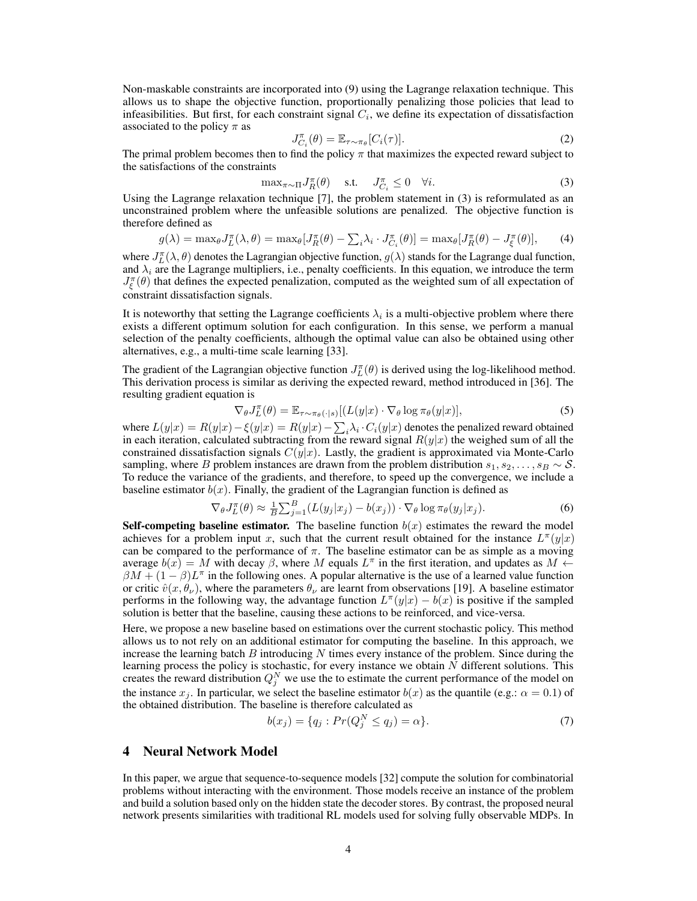Non-maskable constraints are incorporated into (9) using the Lagrange relaxation technique. This allows us to shape the objective function, proportionally penalizing those policies that lead to infeasibilities. But first, for each constraint signal $C_i$, we define its expectation of dissatisfaction associated to the policy $\pi$ as

$$J^{\pi}_{C_i}(\theta) = \mathbb{E}_{\tau \sim \pi_\theta}[C_i(\tau)]. \tag{2}$$

The primal problem becomes then to find the policy $\pi$ that maximizes the expected reward subject to the satisfactions of the constraints

$$\max_{\pi \sim \Pi} J^{\pi}_R(\theta) \quad \text{s.t.} \quad J^{\pi}_{C_i} \leq 0 \quad \forall i. \tag{3}$$

Using the Lagrange relaxation technique [7], the problem statement in (3) is reformulated as an unconstrained problem where the unfeasible solutions are penalized. The objective function is therefore defined as

$$g(\lambda) = \max_\theta J^{\pi}_L(\lambda, \theta) = \max_\theta [J^{\pi}_R(\theta) - \textstyle\sum_i \lambda_i \cdot J^{\pi}_{C_i}(\theta)] = \max_\theta [J^{\pi}_R(\theta) - J^{\pi}_{\xi}(\theta)], \tag{4}$$

where $J^{\pi}_L(\lambda, \theta)$ denotes the Lagrangian objective function, $g(\lambda)$ stands for the Lagrange dual function, and $\lambda_i$ are the Lagrange multipliers, i.e., penalty coefficients. In this equation, we introduce the term $J^{\pi}_{\xi}(\theta)$ that defines the expected penalization, computed as the weighted sum of all expectation of constraint dissatisfaction signals.

It is noteworthy that setting the Lagrange coefficients $\lambda_i$ is a multi-objective problem where there exists a different optimum solution for each configuration. In this sense, we perform a manual selection of the penalty coefficients, although the optimal value can also be obtained using other alternatives, e.g., a multi-time scale learning [33].

The gradient of the Lagrangian objective function $J^{\pi}_L(\theta)$ is derived using the log-likelihood method. This derivation process is similar as deriving the expected reward, method introduced in [36]. The resulting gradient equation is

$$\nabla_\theta J^{\pi}_L(\theta) = \mathbb{E}_{\tau \sim \pi_\theta(\cdot|s)}[(L(y|x) \cdot \nabla_\theta \log \pi_\theta(y|x)], \tag{5}$$

where $L(y|x) = R(y|x) - \xi(y|x) = R(y|x) - \sum_i \lambda_i \cdot C_i(y|x)$ denotes the penalized reward obtained in each iteration, calculated subtracting from the reward signal $R(y|x)$ the weighed sum of all the constrained dissatisfaction signals $C(y|x)$. Lastly, the gradient is approximated via Monte-Carlo sampling, where $B$ problem instances are drawn from the problem distribution $s_1, s_2, \ldots, s_B \sim \mathcal{S}$. To reduce the variance of the gradients, and therefore, to speed up the convergence, we include a baseline estimator $b(x)$. Finally, the gradient of the Lagrangian function is defined as

$$\nabla_\theta J^{\pi}_L(\theta) \approx \tfrac{1}{B} \textstyle\sum_{j=1}^{B} (L(y_j|x_j) - b(x_j)) \cdot \nabla_\theta \log \pi_\theta(y_j|x_j). \tag{6}$$

**Self-competing baseline estimator.** The baseline function $b(x)$ estimates the reward the model achieves for a problem input $x$, such that the current result obtained for the instance $L^{\pi}(y|x)$ can be compared to the performance of $\pi$. The baseline estimator can be as simple as a moving average $b(x) = M$ with decay $\beta$, where $M$ equals $L^{\pi}$ in the first iteration, and updates as $M \leftarrow \beta M + (1-\beta)L^{\pi}$ in the following ones. A popular alternative is the use of a learned value function or critic $\hat{v}(x, \theta_\nu)$, where the parameters $\theta_\nu$ are learnt from observations [19]. A baseline estimator performs in the following way, the advantage function $L^{\pi}(y|x) - b(x)$ is positive if the sampled solution is better that the baseline, causing these actions to be reinforced, and vice-versa.

Here, we propose a new baseline based on estimations over the current stochastic policy. This method allows us to not rely on an additional estimator for computing the baseline. In this approach, we increase the learning batch $B$ introducing $N$ times every instance of the problem. Since during the learning process the policy is stochastic, for every instance we obtain $N$ different solutions. This creates the reward distribution $Q^N_j$ we use the to estimate the current performance of the model on the instance $x_j$. In particular, we select the baseline estimator $b(x)$ as the quantile (e.g.: $\alpha = 0.1$) of the obtained distribution. The baseline is therefore calculated as

$$b(x_j) = \{q_j : Pr(Q^N_j \leq q_j) = \alpha\}. \tag{7}$$

## 4 Neural Network Model

In this paper, we argue that sequence-to-sequence models [32] compute the solution for combinatorial problems without interacting with the environment. Those models receive an instance of the problem and build a solution based only on the hidden state the decoder stores. By contrast, the proposed neural network presents similarities with traditional RL models used for solving fully observable MDPs. In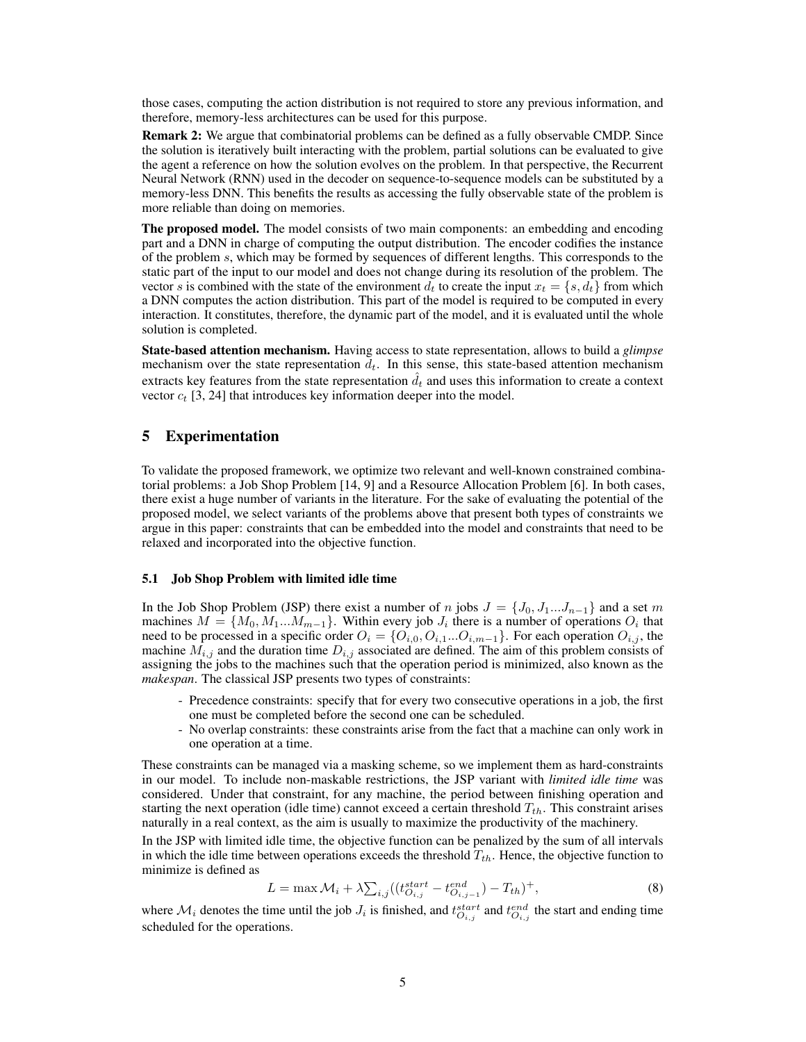those cases, computing the action distribution is not required to store any previous information, and therefore, memory-less architectures can be used for this purpose.

**Remark 2:** We argue that combinatorial problems can be defined as a fully observable CMDP. Since the solution is iteratively built interacting with the problem, partial solutions can be evaluated to give the agent a reference on how the solution evolves on the problem. In that perspective, the Recurrent Neural Network (RNN) used in the decoder on sequence-to-sequence models can be substituted by a memory-less DNN. This benefits the results as accessing the fully observable state of the problem is more reliable than doing on memories.

**The proposed model.** The model consists of two main components: an embedding and encoding part and a DNN in charge of computing the output distribution. The encoder codifies the instance of the problem $s$, which may be formed by sequences of different lengths. This corresponds to the static part of the input to our model and does not change during its resolution of the problem. The vector $s$ is combined with the state of the environment $d_t$ to create the input $x_t = \{s, d_t\}$ from which a DNN computes the action distribution. This part of the model is required to be computed in every interaction. It constitutes, therefore, the dynamic part of the model, and it is evaluated until the whole solution is completed.

**State-based attention mechanism.** Having access to state representation, allows to build a *glimpse* mechanism over the state representation $d_t$. In this sense, this state-based attention mechanism extracts key features from the state representation $\hat{d}_t$ and uses this information to create a context vector $c_t$ [3, 24] that introduces key information deeper into the model.

## 5 Experimentation

To validate the proposed framework, we optimize two relevant and well-known constrained combinatorial problems: a Job Shop Problem [14, 9] and a Resource Allocation Problem [6]. In both cases, there exist a huge number of variants in the literature. For the sake of evaluating the potential of the proposed model, we select variants of the problems above that present both types of constraints we argue in this paper: constraints that can be embedded into the model and constraints that need to be relaxed and incorporated into the objective function.

### 5.1 Job Shop Problem with limited idle time

In the Job Shop Problem (JSP) there exist a number of $n$ jobs $J = \{J_0, J_1...J_{n-1}\}$ and a set $m$ machines $M = \{M_0, M_1...M_{m-1}\}$. Within every job $J_i$ there is a number of operations $O_i$ that need to be processed in a specific order $O_i = \{O_{i,0}, O_{i,1}...O_{i,m-1}\}$. For each operation $O_{i,j}$, the machine $M_{i,j}$ and the duration time $D_{i,j}$ associated are defined. The aim of this problem consists of assigning the jobs to the machines such that the operation period is minimized, also known as the *makespan*. The classical JSP presents two types of constraints:

- Precedence constraints: specify that for every two consecutive operations in a job, the first one must be completed before the second one can be scheduled.
- No overlap constraints: these constraints arise from the fact that a machine can only work in one operation at a time.

These constraints can be managed via a masking scheme, so we implement them as hard-constraints in our model. To include non-maskable restrictions, the JSP variant with *limited idle time* was considered. Under that constraint, for any machine, the period between finishing operation and starting the next operation (idle time) cannot exceed a certain threshold $T_{th}$. This constraint arises naturally in a real context, as the aim is usually to maximize the productivity of the machinery.

In the JSP with limited idle time, the objective function can be penalized by the sum of all intervals in which the idle time between operations exceeds the threshold $T_{th}$. Hence, the objective function to minimize is defined as

$$L = \max \mathcal{M}_i + \lambda \textstyle\sum_{i,j} ((t^{start}_{O_{i,j}} - t^{end}_{O_{i,j-1}}) - T_{th})^+, \tag{8}$$

where $\mathcal{M}_i$ denotes the time until the job $J_i$ is finished, and $t^{start}_{O_{i,j}}$ and $t^{end}_{O_{i,j}}$ the start and ending time scheduled for the operations.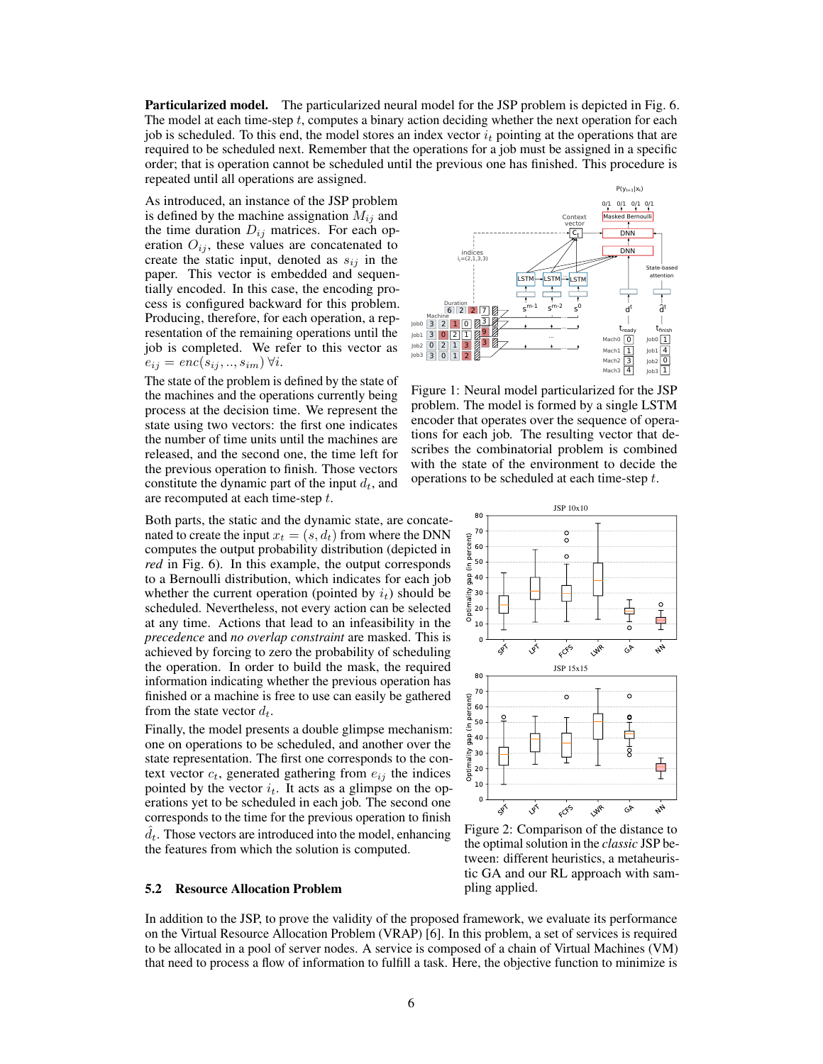**Particularized model.** The particularized neural model for the JSP problem is depicted in Fig. 6. The model at each time-step $t$, computes a binary action deciding whether the next operation for each job is scheduled. To this end, the model stores an index vector $i_t$ pointing at the operations that are required to be scheduled next. Remember that the operations for a job must be assigned in a specific order; that is operation cannot be scheduled until the previous one has finished. This procedure is repeated until all operations are assigned.

As introduced, an instance of the JSP problem is defined by the machine assignation $M_{ij}$ and the time duration $D_{ij}$ matrices. For each operation $O_{ij}$, these values are concatenated to create the static input, denoted as $s_{ij}$ in the paper. This vector is embedded and sequentially encoded. In this case, the encoding process is configured backward for this problem. Producing, therefore, for each operation, a representation of the remaining operations until the job is completed. We refer to this vector as $e_{ij} = enc(s_{ij}, .., s_{im})\ \forall i$.

The state of the problem is defined by the state of the machines and the operations currently being process at the decision time. We represent the state using two vectors: the first one indicates the number of time units until the machines are released, and the second one, the time left for the previous operation to finish. Those vectors constitute the dynamic part of the input $d_t$, and are recomputed at each time-step $t$.

Figure 1: Neural model particularized for the JSP problem. The model is formed by a single LSTM encoder that operates over the sequence of operations for each job. The resulting vector that describes the combinatorial problem is combined with the state of the environment to decide the operations to be scheduled at each time-step $t$.

Both parts, the static and the dynamic state, are concatenated to create the input $x_t = (s, d_t)$ from where the DNN computes the output probability distribution (depicted in *red* in Fig. 6). In this example, the output corresponds to a Bernoulli distribution, which indicates for each job whether the current operation (pointed by $i_t$) should be scheduled. Nevertheless, not every action can be selected at any time. Actions that lead to an infeasibility in the *precedence* and *no overlap constraint* are masked. This is achieved by forcing to zero the probability of scheduling the operation. In order to build the mask, the required information indicating whether the previous operation has finished or a machine is free to use can easily be gathered from the state vector $d_t$.

Finally, the model presents a double glimpse mechanism: one on operations to be scheduled, and another over the state representation. The first one corresponds to the context vector $c_t$, generated gathering from $e_{ij}$ the indices pointed by the vector $i_t$. It acts as a glimpse on the operations yet to be scheduled in each job. The second one corresponds to the time for the previous operation to finish $\hat{d}_t$. Those vectors are introduced into the model, enhancing the features from which the solution is computed.

Figure 2: Comparison of the distance to the optimal solution in the *classic* JSP between: different heuristics, a metaheuristic GA and our RL approach with sampling applied.

### 5.2 Resource Allocation Problem

In addition to the JSP, to prove the validity of the proposed framework, we evaluate its performance on the Virtual Resource Allocation Problem (VRAP) [6]. In this problem, a set of services is required to be allocated in a pool of server nodes. A service is composed of a chain of Virtual Machines (VM) that need to process a flow of information to fulfill a task. Here, the objective function to minimize is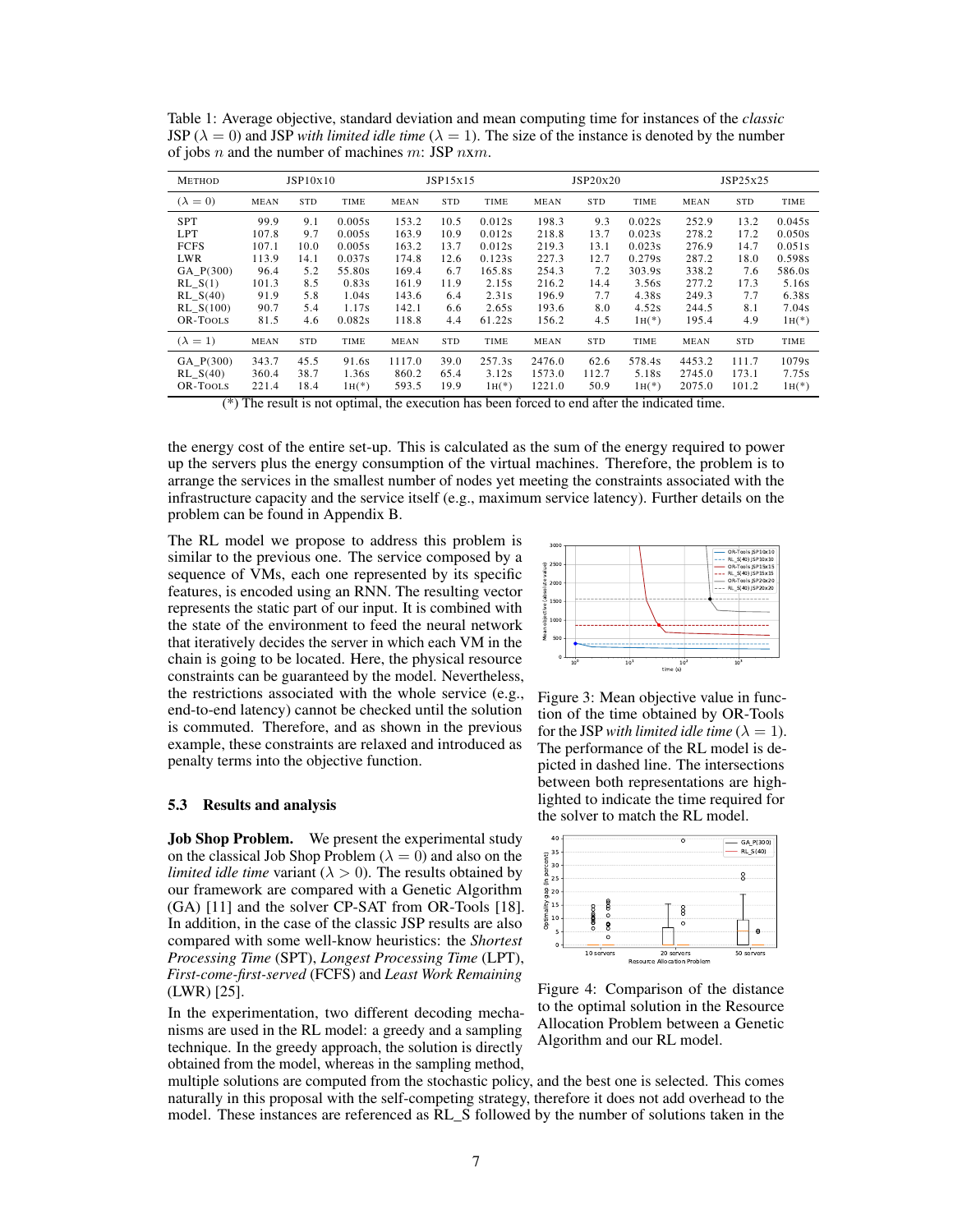Table 1: Average objective, standard deviation and mean computing time for instances of the *classic* JSP ($\lambda = 0$) and JSP *with limited idle time* ($\lambda = 1$). The size of the instance is denoted by the number of jobs $n$ and the number of machines $m$: JSP $n$x$m$.

| Method | JSP10x10 | | | JSP15x15 | | | JSP20x20 | | | JSP25x25 | | |
|---|---|---|---|---|---|---|---|---|---|---|---|---|
| ($\lambda = 0$) | mean | std | time | mean | std | time | mean | std | time | mean | std | time |
| SPT | 99.9 | 9.1 | 0.005s | 153.2 | 10.5 | 0.012s | 198.3 | 9.3 | 0.022s | 252.9 | 13.2 | 0.045s |
| LPT | 107.8 | 9.7 | 0.005s | 163.9 | 10.9 | 0.012s | 218.8 | 13.7 | 0.023s | 278.2 | 17.2 | 0.050s |
| FCFS | 107.1 | 10.0 | 0.005s | 163.2 | 13.7 | 0.012s | 219.3 | 13.1 | 0.023s | 276.9 | 14.7 | 0.051s |
| LWR | 113.9 | 14.1 | 0.037s | 174.8 | 12.6 | 0.123s | 227.3 | 12.7 | 0.279s | 287.2 | 18.0 | 0.598s |
| GA_P(300) | 96.4 | 5.2 | 55.80s | 169.4 | 6.7 | 165.8s | 254.3 | 7.2 | 303.9s | 338.2 | 7.6 | 586.0s |
| RL_S(1) | 101.3 | 8.5 | 0.83s | 161.9 | 11.9 | 2.15s | 216.2 | 14.4 | 3.56s | 277.2 | 17.3 | 5.16s |
| RL_S(40) | 91.9 | 5.8 | 1.04s | 143.6 | 6.4 | 2.31s | 196.9 | 7.7 | 4.38s | 249.3 | 7.7 | 6.38s |
| RL_S(100) | 90.7 | 5.4 | 1.17s | 142.1 | 6.6 | 2.65s | 193.6 | 8.0 | 4.52s | 244.5 | 8.1 | 7.04s |
| OR-Tools | 81.5 | 4.6 | 0.082s | 118.8 | 4.4 | 61.22s | 156.2 | 4.5 | 1h(*) | 195.4 | 4.9 | 1h(*) |
| ($\lambda = 1$) | mean | std | time | mean | std | time | mean | std | time | mean | std | time |
| GA_P(300) | 343.7 | 45.5 | 91.6s | 1117.0 | 39.0 | 257.3s | 2476.0 | 62.6 | 578.4s | 4453.2 | 111.7 | 1079s |
| RL_S(40) | 360.4 | 38.7 | 1.36s | 860.2 | 65.4 | 3.12s | 1573.0 | 112.7 | 5.18s | 2745.0 | 173.1 | 7.75s |
| OR-Tools | 221.4 | 18.4 | 1h(*) | 593.5 | 19.9 | 1h(*) | 1221.0 | 50.9 | 1h(*) | 2075.0 | 101.2 | 1h(*) |

(*) The result is not optimal, the execution has been forced to end after the indicated time.

the energy cost of the entire set-up. This is calculated as the sum of the energy required to power up the servers plus the energy consumption of the virtual machines. Therefore, the problem is to arrange the services in the smallest number of nodes yet meeting the constraints associated with the infrastructure capacity and the service itself (e.g., maximum service latency). Further details on the problem can be found in Appendix B.

The RL model we propose to address this problem is similar to the previous one. The service composed by a sequence of VMs, each one represented by its specific features, is encoded using an RNN. The resulting vector represents the static part of our input. It is combined with the state of the environment to feed the neural network that iteratively decides the server in which each VM in the chain is going to be located. Here, the physical resource constraints can be guaranteed by the model. Nevertheless, the restrictions associated with the whole service (e.g., end-to-end latency) cannot be checked until the solution is commuted. Therefore, and as shown in the previous example, these constraints are relaxed and introduced as penalty terms into the objective function.

Figure 3: Mean objective value in function of the time obtained by OR-Tools for the JSP *with limited idle time* ($\lambda = 1$). The performance of the RL model is depicted in dashed line. The intersections between both representations are highlighted to indicate the time required for the solver to match the RL model.

Figure 4: Comparison of the distance to the optimal solution in the Resource Allocation Problem between a Genetic Algorithm and our RL model.

### 5.3 Results and analysis

**Job Shop Problem.** We present the experimental study on the classical Job Shop Problem ($\lambda = 0$) and also on the *limited idle time* variant ($\lambda > 0$). The results obtained by our framework are compared with a Genetic Algorithm (GA) [11] and the solver CP-SAT from OR-Tools [18]. In addition, in the case of the classic JSP results are also compared with some well-know heuristics: the *Shortest Processing Time* (SPT), *Longest Processing Time* (LPT), *First-come-first-served* (FCFS) and *Least Work Remaining* (LWR) [25].

In the experimentation, two different decoding mechanisms are used in the RL model: a greedy and a sampling technique. In the greedy approach, the solution is directly obtained from the model, whereas in the sampling method, multiple solutions are computed from the stochastic policy, and the best one is selected. This comes naturally in this proposal with the self-competing strategy, therefore it does not add overhead to the model. These instances are referenced as RL_S followed by the number of solutions taken in the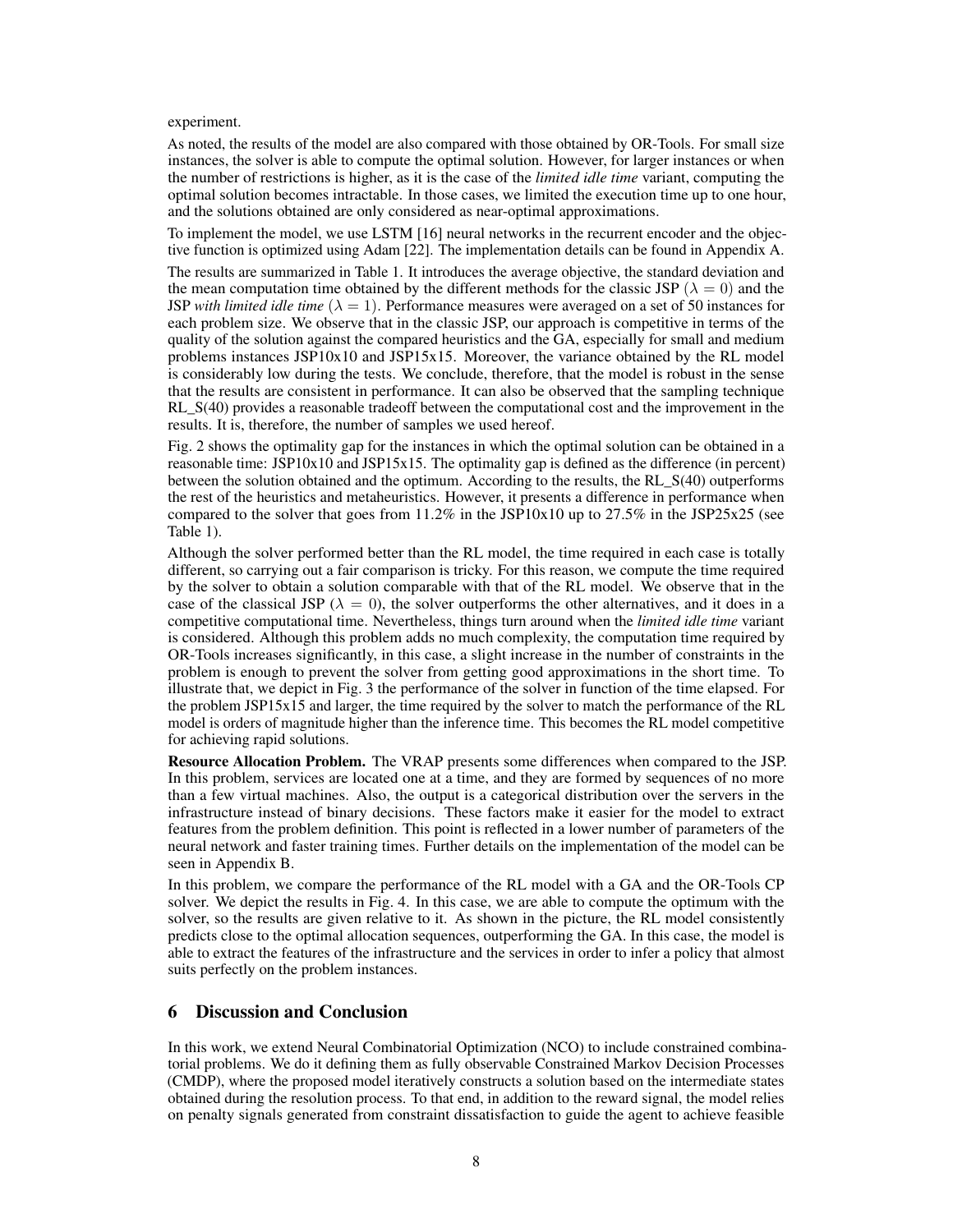experiment.

As noted, the results of the model are also compared with those obtained by OR-Tools. For small size instances, the solver is able to compute the optimal solution. However, for larger instances or when the number of restrictions is higher, as it is the case of the *limited idle time* variant, computing the optimal solution becomes intractable. In those cases, we limited the execution time up to one hour, and the solutions obtained are only considered as near-optimal approximations.

To implement the model, we use LSTM [16] neural networks in the recurrent encoder and the objective function is optimized using Adam [22]. The implementation details can be found in Appendix A.

The results are summarized in Table 1. It introduces the average objective, the standard deviation and the mean computation time obtained by the different methods for the classic JSP ($\lambda = 0$) and the JSP *with limited idle time* ($\lambda = 1$). Performance measures were averaged on a set of 50 instances for each problem size. We observe that in the classic JSP, our approach is competitive in terms of the quality of the solution against the compared heuristics and the GA, especially for small and medium problems instances JSP10x10 and JSP15x15. Moreover, the variance obtained by the RL model is considerably low during the tests. We conclude, therefore, that the model is robust in the sense that the results are consistent in performance. It can also be observed that the sampling technique RL_S(40) provides a reasonable tradeoff between the computational cost and the improvement in the results. It is, therefore, the number of samples we used hereof.

Fig. 2 shows the optimality gap for the instances in which the optimal solution can be obtained in a reasonable time: JSP10x10 and JSP15x15. The optimality gap is defined as the difference (in percent) between the solution obtained and the optimum. According to the results, the RL_S(40) outperforms the rest of the heuristics and metaheuristics. However, it presents a difference in performance when compared to the solver that goes from 11.2% in the JSP10x10 up to 27.5% in the JSP25x25 (see Table 1).

Although the solver performed better than the RL model, the time required in each case is totally different, so carrying out a fair comparison is tricky. For this reason, we compute the time required by the solver to obtain a solution comparable with that of the RL model. We observe that in the case of the classical JSP ($\lambda = 0$), the solver outperforms the other alternatives, and it does in a competitive computational time. Nevertheless, things turn around when the *limited idle time* variant is considered. Although this problem adds no much complexity, the computation time required by OR-Tools increases significantly, in this case, a slight increase in the number of constraints in the problem is enough to prevent the solver from getting good approximations in the short time. To illustrate that, we depict in Fig. 3 the performance of the solver in function of the time elapsed. For the problem JSP15x15 and larger, the time required by the solver to match the performance of the RL model is orders of magnitude higher than the inference time. This becomes the RL model competitive for achieving rapid solutions.

**Resource Allocation Problem.** The VRAP presents some differences when compared to the JSP. In this problem, services are located one at a time, and they are formed by sequences of no more than a few virtual machines. Also, the output is a categorical distribution over the servers in the infrastructure instead of binary decisions. These factors make it easier for the model to extract features from the problem definition. This point is reflected in a lower number of parameters of the neural network and faster training times. Further details on the implementation of the model can be seen in Appendix B.

In this problem, we compare the performance of the RL model with a GA and the OR-Tools CP solver. We depict the results in Fig. 4. In this case, we are able to compute the optimum with the solver, so the results are given relative to it. As shown in the picture, the RL model consistently predicts close to the optimal allocation sequences, outperforming the GA. In this case, the model is able to extract the features of the infrastructure and the services in order to infer a policy that almost suits perfectly on the problem instances.

## 6 Discussion and Conclusion

In this work, we extend Neural Combinatorial Optimization (NCO) to include constrained combinatorial problems. We do it defining them as fully observable Constrained Markov Decision Processes (CMDP), where the proposed model iteratively constructs a solution based on the intermediate states obtained during the resolution process. To that end, in addition to the reward signal, the model relies on penalty signals generated from constraint dissatisfaction to guide the agent to achieve feasible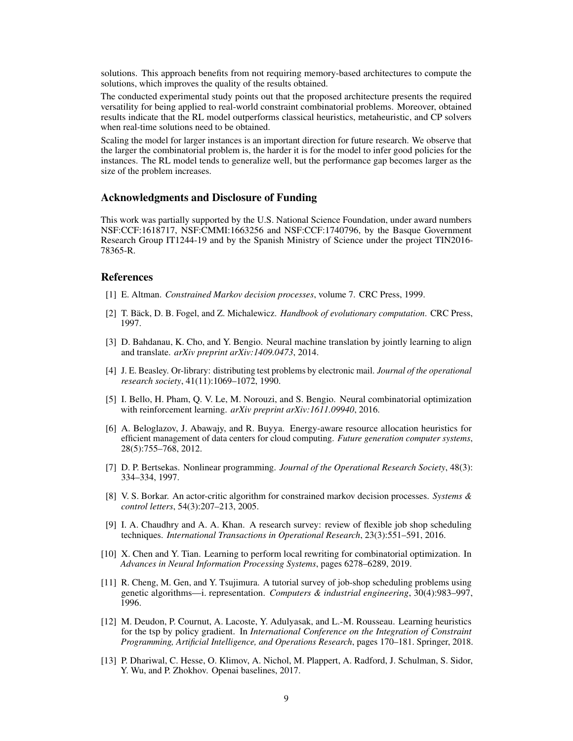solutions. This approach benefits from not requiring memory-based architectures to compute the solutions, which improves the quality of the results obtained.

The conducted experimental study points out that the proposed architecture presents the required versatility for being applied to real-world constraint combinatorial problems. Moreover, obtained results indicate that the RL model outperforms classical heuristics, metaheuristic, and CP solvers when real-time solutions need to be obtained.

Scaling the model for larger instances is an important direction for future research. We observe that the larger the combinatorial problem is, the harder it is for the model to infer good policies for the instances. The RL model tends to generalize well, but the performance gap becomes larger as the size of the problem increases.

## Acknowledgments and Disclosure of Funding

This work was partially supported by the U.S. National Science Foundation, under award numbers NSF:CCF:1618717, NSF:CMMI:1663256 and NSF:CCF:1740796, by the Basque Government Research Group IT1244-19 and by the Spanish Ministry of Science under the project TIN2016-78365-R.

## References

[1] E. Altman. *Constrained Markov decision processes*, volume 7. CRC Press, 1999.

[2] T. Bäck, D. B. Fogel, and Z. Michalewicz. *Handbook of evolutionary computation*. CRC Press, 1997.

[3] D. Bahdanau, K. Cho, and Y. Bengio. Neural machine translation by jointly learning to align and translate. *arXiv preprint arXiv:1409.0473*, 2014.

[4] J. E. Beasley. Or-library: distributing test problems by electronic mail. *Journal of the operational research society*, 41(11):1069–1072, 1990.

[5] I. Bello, H. Pham, Q. V. Le, M. Norouzi, and S. Bengio. Neural combinatorial optimization with reinforcement learning. *arXiv preprint arXiv:1611.09940*, 2016.

[6] A. Beloglazov, J. Abawajy, and R. Buyya. Energy-aware resource allocation heuristics for efficient management of data centers for cloud computing. *Future generation computer systems*, 28(5):755–768, 2012.

[7] D. P. Bertsekas. Nonlinear programming. *Journal of the Operational Research Society*, 48(3): 334–334, 1997.

[8] V. S. Borkar. An actor-critic algorithm for constrained markov decision processes. *Systems & control letters*, 54(3):207–213, 2005.

[9] I. A. Chaudhry and A. A. Khan. A research survey: review of flexible job shop scheduling techniques. *International Transactions in Operational Research*, 23(3):551–591, 2016.

[10] X. Chen and Y. Tian. Learning to perform local rewriting for combinatorial optimization. In *Advances in Neural Information Processing Systems*, pages 6278–6289, 2019.

[11] R. Cheng, M. Gen, and Y. Tsujimura. A tutorial survey of job-shop scheduling problems using genetic algorithms—i. representation. *Computers & industrial engineering*, 30(4):983–997, 1996.

[12] M. Deudon, P. Cournut, A. Lacoste, Y. Adulyasak, and L.-M. Rousseau. Learning heuristics for the tsp by policy gradient. In *International Conference on the Integration of Constraint Programming, Artificial Intelligence, and Operations Research*, pages 170–181. Springer, 2018.

[13] P. Dhariwal, C. Hesse, O. Klimov, A. Nichol, M. Plappert, A. Radford, J. Schulman, S. Sidor, Y. Wu, and P. Zhokhov. Openai baselines, 2017.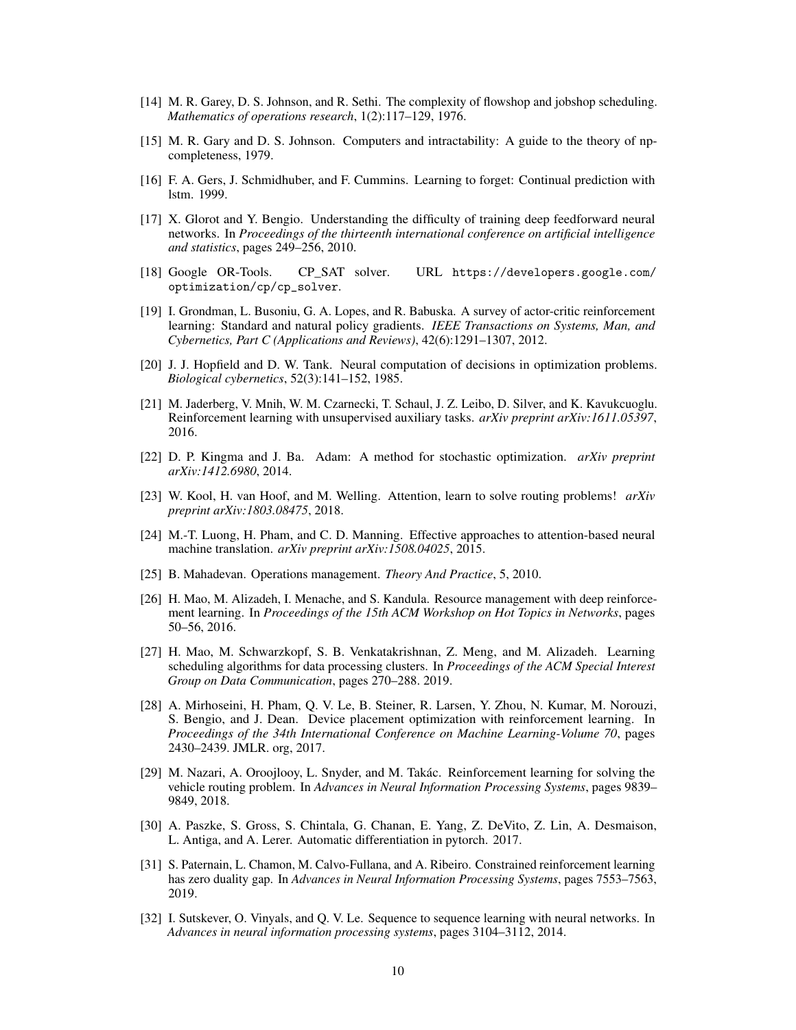[14] M. R. Garey, D. S. Johnson, and R. Sethi. The complexity of flowshop and jobshop scheduling. *Mathematics of operations research*, 1(2):117–129, 1976.

[15] M. R. Gary and D. S. Johnson. Computers and intractability: A guide to the theory of np-completeness, 1979.

[16] F. A. Gers, J. Schmidhuber, and F. Cummins. Learning to forget: Continual prediction with lstm. 1999.

[17] X. Glorot and Y. Bengio. Understanding the difficulty of training deep feedforward neural networks. In *Proceedings of the thirteenth international conference on artificial intelligence and statistics*, pages 249–256, 2010.

[18] Google OR-Tools. CP_SAT solver. URL `https://developers.google.com/optimization/cp/cp_solver`.

[19] I. Grondman, L. Busoniu, G. A. Lopes, and R. Babuska. A survey of actor-critic reinforcement learning: Standard and natural policy gradients. *IEEE Transactions on Systems, Man, and Cybernetics, Part C (Applications and Reviews)*, 42(6):1291–1307, 2012.

[20] J. J. Hopfield and D. W. Tank. Neural computation of decisions in optimization problems. *Biological cybernetics*, 52(3):141–152, 1985.

[21] M. Jaderberg, V. Mnih, W. M. Czarnecki, T. Schaul, J. Z. Leibo, D. Silver, and K. Kavukcuoglu. Reinforcement learning with unsupervised auxiliary tasks. *arXiv preprint arXiv:1611.05397*, 2016.

[22] D. P. Kingma and J. Ba. Adam: A method for stochastic optimization. *arXiv preprint arXiv:1412.6980*, 2014.

[23] W. Kool, H. van Hoof, and M. Welling. Attention, learn to solve routing problems! *arXiv preprint arXiv:1803.08475*, 2018.

[24] M.-T. Luong, H. Pham, and C. D. Manning. Effective approaches to attention-based neural machine translation. *arXiv preprint arXiv:1508.04025*, 2015.

[25] B. Mahadevan. Operations management. *Theory And Practice*, 5, 2010.

[26] H. Mao, M. Alizadeh, I. Menache, and S. Kandula. Resource management with deep reinforcement learning. In *Proceedings of the 15th ACM Workshop on Hot Topics in Networks*, pages 50–56, 2016.

[27] H. Mao, M. Schwarzkopf, S. B. Venkatakrishnan, Z. Meng, and M. Alizadeh. Learning scheduling algorithms for data processing clusters. In *Proceedings of the ACM Special Interest Group on Data Communication*, pages 270–288. 2019.

[28] A. Mirhoseini, H. Pham, Q. V. Le, B. Steiner, R. Larsen, Y. Zhou, N. Kumar, M. Norouzi, S. Bengio, and J. Dean. Device placement optimization with reinforcement learning. In *Proceedings of the 34th International Conference on Machine Learning-Volume 70*, pages 2430–2439. JMLR. org, 2017.

[29] M. Nazari, A. Oroojlooy, L. Snyder, and M. Takác. Reinforcement learning for solving the vehicle routing problem. In *Advances in Neural Information Processing Systems*, pages 9839–9849, 2018.

[30] A. Paszke, S. Gross, S. Chintala, G. Chanan, E. Yang, Z. DeVito, Z. Lin, A. Desmaison, L. Antiga, and A. Lerer. Automatic differentiation in pytorch. 2017.

[31] S. Paternain, L. Chamon, M. Calvo-Fullana, and A. Ribeiro. Constrained reinforcement learning has zero duality gap. In *Advances in Neural Information Processing Systems*, pages 7553–7563, 2019.

[32] I. Sutskever, O. Vinyals, and Q. V. Le. Sequence to sequence learning with neural networks. In *Advances in neural information processing systems*, pages 3104–3112, 2014.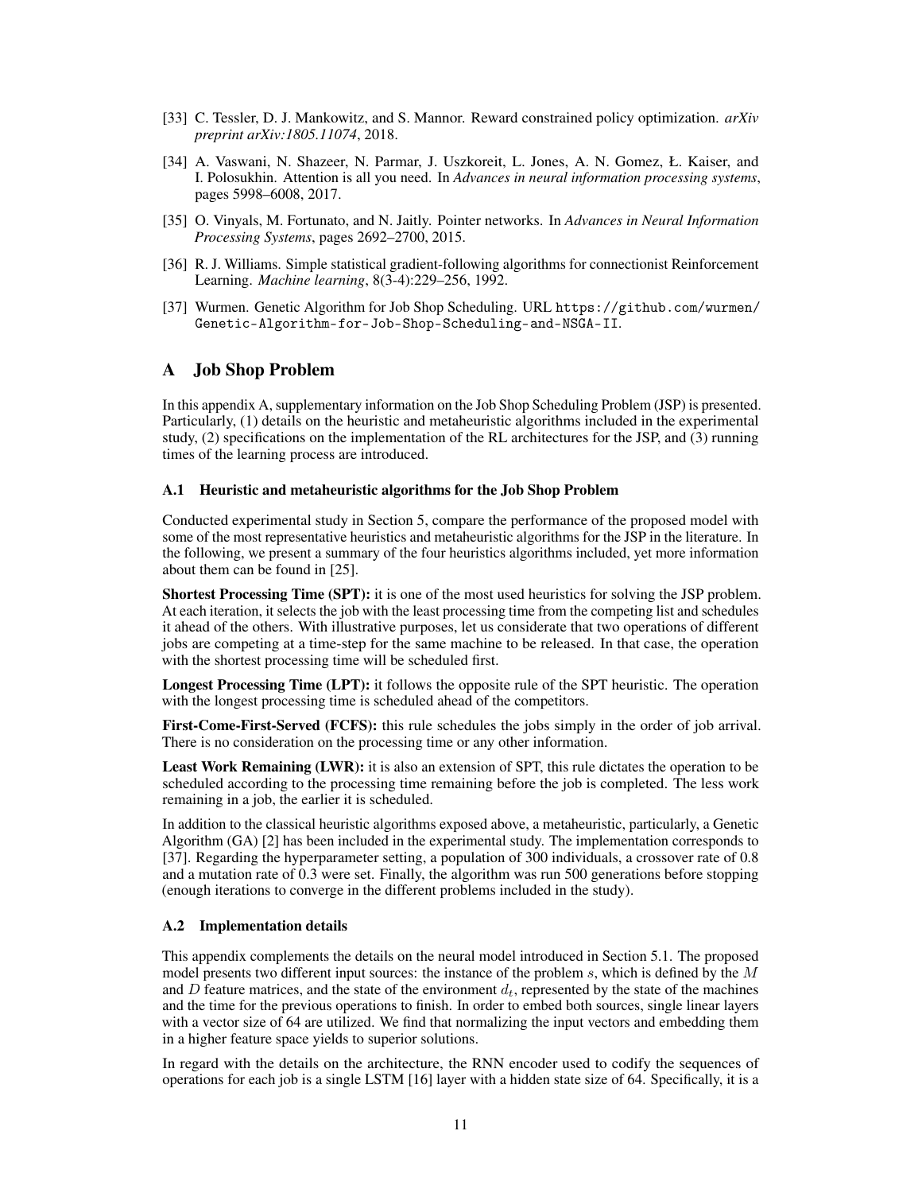[33] C. Tessler, D. J. Mankowitz, and S. Mannor. Reward constrained policy optimization. *arXiv preprint arXiv:1805.11074*, 2018.

[34] A. Vaswani, N. Shazeer, N. Parmar, J. Uszkoreit, L. Jones, A. N. Gomez, Ł. Kaiser, and I. Polosukhin. Attention is all you need. In *Advances in neural information processing systems*, pages 5998–6008, 2017.

[35] O. Vinyals, M. Fortunato, and N. Jaitly. Pointer networks. In *Advances in Neural Information Processing Systems*, pages 2692–2700, 2015.

[36] R. J. Williams. Simple statistical gradient-following algorithms for connectionist Reinforcement Learning. *Machine learning*, 8(3-4):229–256, 1992.

[37] Wurmen. Genetic Algorithm for Job Shop Scheduling. URL `https://github.com/wurmen/Genetic-Algorithm-for-Job-Shop-Scheduling-and-NSGA-II`.

# A Job Shop Problem

In this appendix A, supplementary information on the Job Shop Scheduling Problem (JSP) is presented. Particularly, (1) details on the heuristic and metaheuristic algorithms included in the experimental study, (2) specifications on the implementation of the RL architectures for the JSP, and (3) running times of the learning process are introduced.

### A.1 Heuristic and metaheuristic algorithms for the Job Shop Problem

Conducted experimental study in Section 5, compare the performance of the proposed model with some of the most representative heuristics and metaheuristic algorithms for the JSP in the literature. In the following, we present a summary of the four heuristics algorithms included, yet more information about them can be found in [25].

**Shortest Processing Time (SPT):** it is one of the most used heuristics for solving the JSP problem. At each iteration, it selects the job with the least processing time from the competing list and schedules it ahead of the others. With illustrative purposes, let us considerate that two operations of different jobs are competing at a time-step for the same machine to be released. In that case, the operation with the shortest processing time will be scheduled first.

**Longest Processing Time (LPT):** it follows the opposite rule of the SPT heuristic. The operation with the longest processing time is scheduled ahead of the competitors.

**First-Come-First-Served (FCFS):** this rule schedules the jobs simply in the order of job arrival. There is no consideration on the processing time or any other information.

**Least Work Remaining (LWR):** it is also an extension of SPT, this rule dictates the operation to be scheduled according to the processing time remaining before the job is completed. The less work remaining in a job, the earlier it is scheduled.

In addition to the classical heuristic algorithms exposed above, a metaheuristic, particularly, a Genetic Algorithm (GA) [2] has been included in the experimental study. The implementation corresponds to [37]. Regarding the hyperparameter setting, a population of 300 individuals, a crossover rate of 0.8 and a mutation rate of 0.3 were set. Finally, the algorithm was run 500 generations before stopping (enough iterations to converge in the different problems included in the study).

### A.2 Implementation details

This appendix complements the details on the neural model introduced in Section 5.1. The proposed model presents two different input sources: the instance of the problem $s$, which is defined by the $M$ and $D$ feature matrices, and the state of the environment $d_t$, represented by the state of the machines and the time for the previous operations to finish. In order to embed both sources, single linear layers with a vector size of 64 are utilized. We find that normalizing the input vectors and embedding them in a higher feature space yields to superior solutions.

In regard with the details on the architecture, the RNN encoder used to codify the sequences of operations for each job is a single LSTM [16] layer with a hidden state size of 64. Specifically, it is a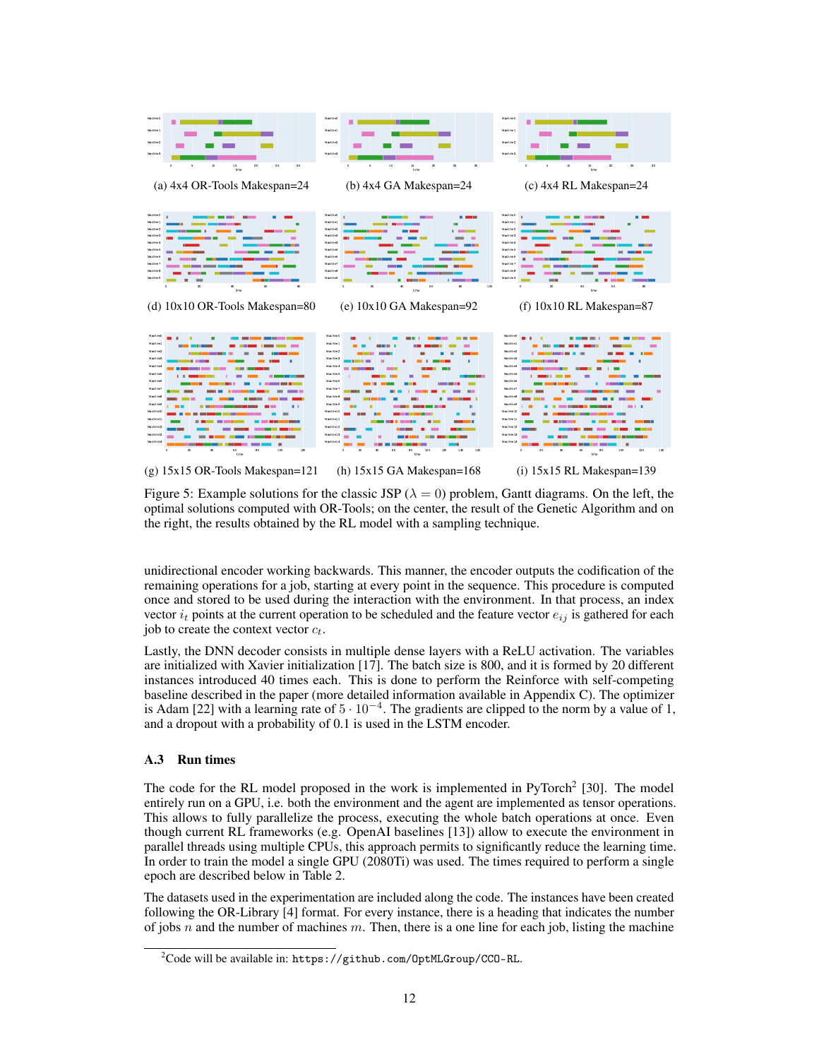(a) 4x4 OR-Tools Makespan=24

(b) 4x4 GA Makespan=24

(c) 4x4 RL Makespan=24

(d) 10x10 OR-Tools Makespan=80

(e) 10x10 GA Makespan=92

(f) 10x10 RL Makespan=87

(g) 15x15 OR-Tools Makespan=121

(h) 15x15 GA Makespan=168

(i) 15x15 RL Makespan=139

Figure 5: Example solutions for the classic JSP ($\lambda = 0$) problem, Gantt diagrams. On the left, the optimal solutions computed with OR-Tools; on the center, the result of the Genetic Algorithm and on the right, the results obtained by the RL model with a sampling technique.

unidirectional encoder working backwards. This manner, the encoder outputs the codification of the remaining operations for a job, starting at every point in the sequence. This procedure is computed once and stored to be used during the interaction with the environment. In that process, an index vector $i_t$ points at the current operation to be scheduled and the feature vector $e_{ij}$ is gathered for each job to create the context vector $c_t$.

Lastly, the DNN decoder consists in multiple dense layers with a ReLU activation. The variables are initialized with Xavier initialization [17]. The batch size is 800, and it is formed by 20 different instances introduced 40 times each. This is done to perform the Reinforce with self-competing baseline described in the paper (more detailed information available in Appendix C). The optimizer is Adam [22] with a learning rate of $5 \cdot 10^{-4}$. The gradients are clipped to the norm by a value of 1, and a dropout with a probability of 0.1 is used in the LSTM encoder.

### A.3 Run times

The code for the RL model proposed in the work is implemented in PyTorch[2] [30]. The model entirely run on a GPU, i.e. both the environment and the agent are implemented as tensor operations. This allows to fully parallelize the process, executing the whole batch operations at once. Even though current RL frameworks (e.g. OpenAI baselines [13]) allow to execute the environment in parallel threads using multiple CPUs, this approach permits to significantly reduce the learning time. In order to train the model a single GPU (2080Ti) was used. The times required to perform a single epoch are described below in Table 2.

The datasets used in the experimentation are included along the code. The instances have been created following the OR-Library [4] format. For every instance, there is a heading that indicates the number of jobs $n$ and the number of machines $m$. Then, there is a one line for each job, listing the machine

[2] Code will be available in: `https://github.com/OptMLGroup/CCO-RL`.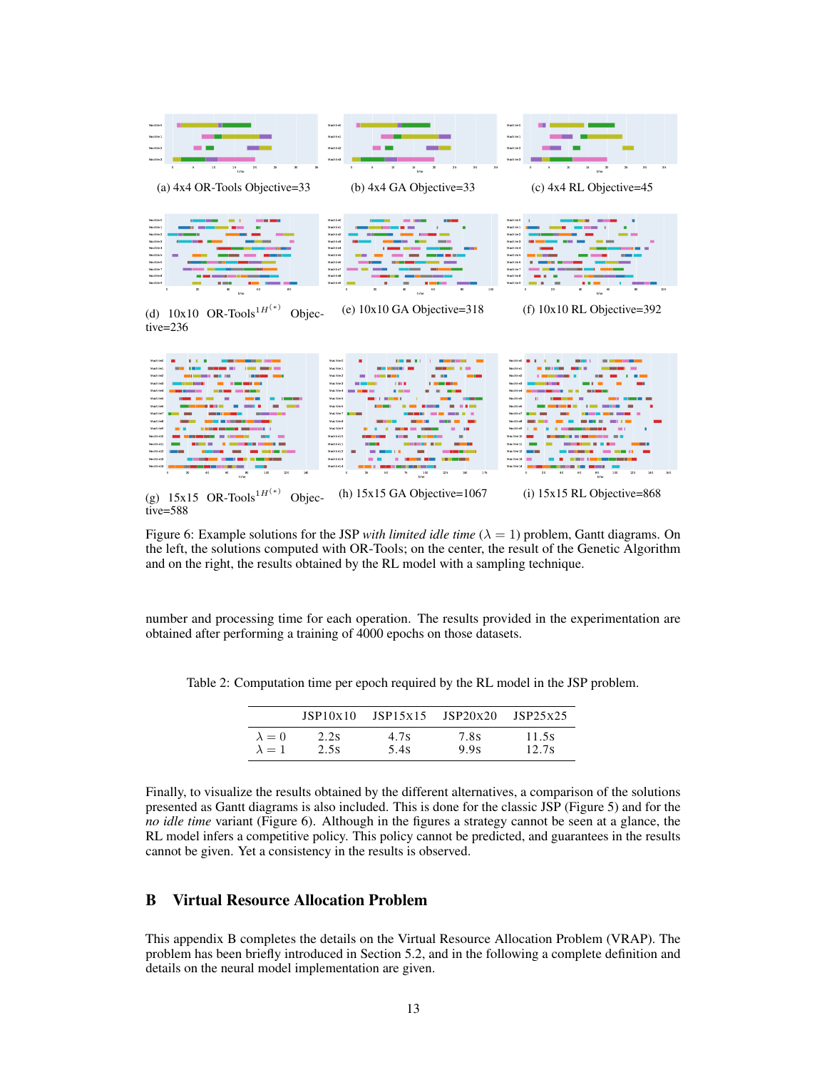(a) 4x4 OR-Tools Objective=33

(b) 4x4 GA Objective=33

(c) 4x4 RL Objective=45

(d) 10x10 OR-Tools[1] $H^{(*)}$ Objective=236

(e) 10x10 GA Objective=318

(f) 10x10 RL Objective=392

(g) 15x15 OR-Tools[1] $H^{(*)}$ Objective=588

(h) 15x15 GA Objective=1067

(i) 15x15 RL Objective=868

Figure 6: Example solutions for the JSP *with limited idle time* ($\lambda = 1$) problem, Gantt diagrams. On the left, the solutions computed with OR-Tools; on the center, the result of the Genetic Algorithm and on the right, the results obtained by the RL model with a sampling technique.

number and processing time for each operation. The results provided in the experimentation are obtained after performing a training of 4000 epochs on those datasets.

Table 2: Computation time per epoch required by the RL model in the JSP problem.

| | JSP10x10 | JSP15x15 | JSP20x20 | JSP25x25 |
|---|---|---|---|---|
| $\lambda = 0$ | 2.2s | 4.7s | 7.8s | 11.5s |
| $\lambda = 1$ | 2.5s | 5.4s | 9.9s | 12.7s |

Finally, to visualize the results obtained by the different alternatives, a comparison of the solutions presented as Gantt diagrams is also included. This is done for the classic JSP (Figure 5) and for the *no idle time* variant (Figure 6). Although in the figures a strategy cannot be seen at a glance, the RL model infers a competitive policy. This policy cannot be predicted, and guarantees in the results cannot be given. Yet a consistency in the results is observed.

# B Virtual Resource Allocation Problem

This appendix B completes the details on the Virtual Resource Allocation Problem (VRAP). The problem has been briefly introduced in Section 5.2, and in the following a complete definition and details on the neural model implementation are given.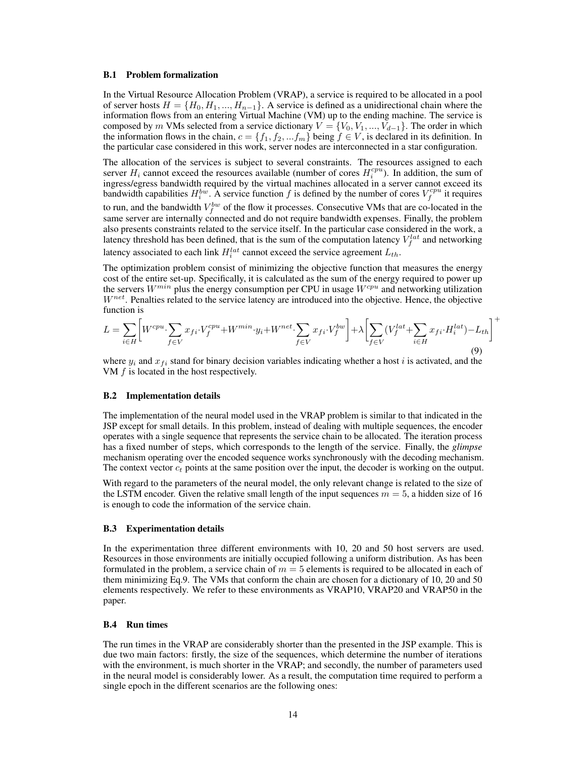### B.1 Problem formalization

In the Virtual Resource Allocation Problem (VRAP), a service is required to be allocated in a pool of server hosts $H = \{H_0, H_1, ..., H_{n-1}\}$. A service is defined as a unidirectional chain where the information flows from an entering Virtual Machine (VM) up to the ending machine. The service is composed by $m$ VMs selected from a service dictionary $V = \{V_0, V_1, ..., V_{d-1}\}$. The order in which the information flows in the chain, $c = \{f_1, f_2, ...f_m\}$ being $f \in V$, is declared in its definition. In the particular case considered in this work, server nodes are interconnected in a star configuration.

The allocation of the services is subject to several constraints. The resources assigned to each server $H_i$ cannot exceed the resources available (number of cores $H_i^{cpu}$). In addition, the sum of ingress/egress bandwidth required by the virtual machines allocated in a server cannot exceed its bandwidth capabilities $H_i^{bw}$. A service function $f$ is defined by the number of cores $V_f^{cpu}$ it requires to run, and the bandwidth $V_f^{bw}$ of the flow it processes. Consecutive VMs that are co-located in the same server are internally connected and do not require bandwidth expenses. Finally, the problem also presents constraints related to the service itself. In the particular case considered in the work, a latency threshold has been defined, that is the sum of the computation latency $V_f^{lat}$ and networking latency associated to each link $H_i^{lat}$ cannot exceed the service agreement $L_{th}$.

The optimization problem consist of minimizing the objective function that measures the energy cost of the entire set-up. Specifically, it is calculated as the sum of the energy required to power up the servers $W^{min}$ plus the energy consumption per CPU in usage $W^{cpu}$ and networking utilization $W^{net}$. Penalties related to the service latency are introduced into the objective. Hence, the objective function is

$$L = \sum_{i \in H} \left[ W^{cpu} \cdot \sum_{f \in V} x_{fi} \cdot V_f^{cpu} + W^{min} \cdot y_i + W^{net} \cdot \sum_{f \in V} x_{fi} \cdot V_f^{bw} \right] + \lambda \left[ \sum_{f \in V} (V_f^{lat} + \sum_{i \in H} x_{fi} \cdot H_i^{lat}) - L_{th} \right]^+ \tag{9}$$

where $y_i$ and $x_{fi}$ stand for binary decision variables indicating whether a host $i$ is activated, and the VM $f$ is located in the host respectively.

### B.2 Implementation details

The implementation of the neural model used in the VRAP problem is similar to that indicated in the JSP except for small details. In this problem, instead of dealing with multiple sequences, the encoder operates with a single sequence that represents the service chain to be allocated. The iteration process has a fixed number of steps, which corresponds to the length of the service. Finally, the *glimpse* mechanism operating over the encoded sequence works synchronously with the decoding mechanism. The context vector $c_t$ points at the same position over the input, the decoder is working on the output.

With regard to the parameters of the neural model, the only relevant change is related to the size of the LSTM encoder. Given the relative small length of the input sequences $m = 5$, a hidden size of 16 is enough to code the information of the service chain.

### B.3 Experimentation details

In the experimentation three different environments with 10, 20 and 50 host servers are used. Resources in those environments are initially occupied following a uniform distribution. As has been formulated in the problem, a service chain of $m = 5$ elements is required to be allocated in each of them minimizing Eq.9. The VMs that conform the chain are chosen for a dictionary of 10, 20 and 50 elements respectively. We refer to these environments as VRAP10, VRAP20 and VRAP50 in the paper.

### B.4 Run times

The run times in the VRAP are considerably shorter than the presented in the JSP example. This is due two main factors: firstly, the size of the sequences, which determine the number of iterations with the environment, is much shorter in the VRAP; and secondly, the number of parameters used in the neural model is considerably lower. As a result, the computation time required to perform a single epoch in the different scenarios are the following ones: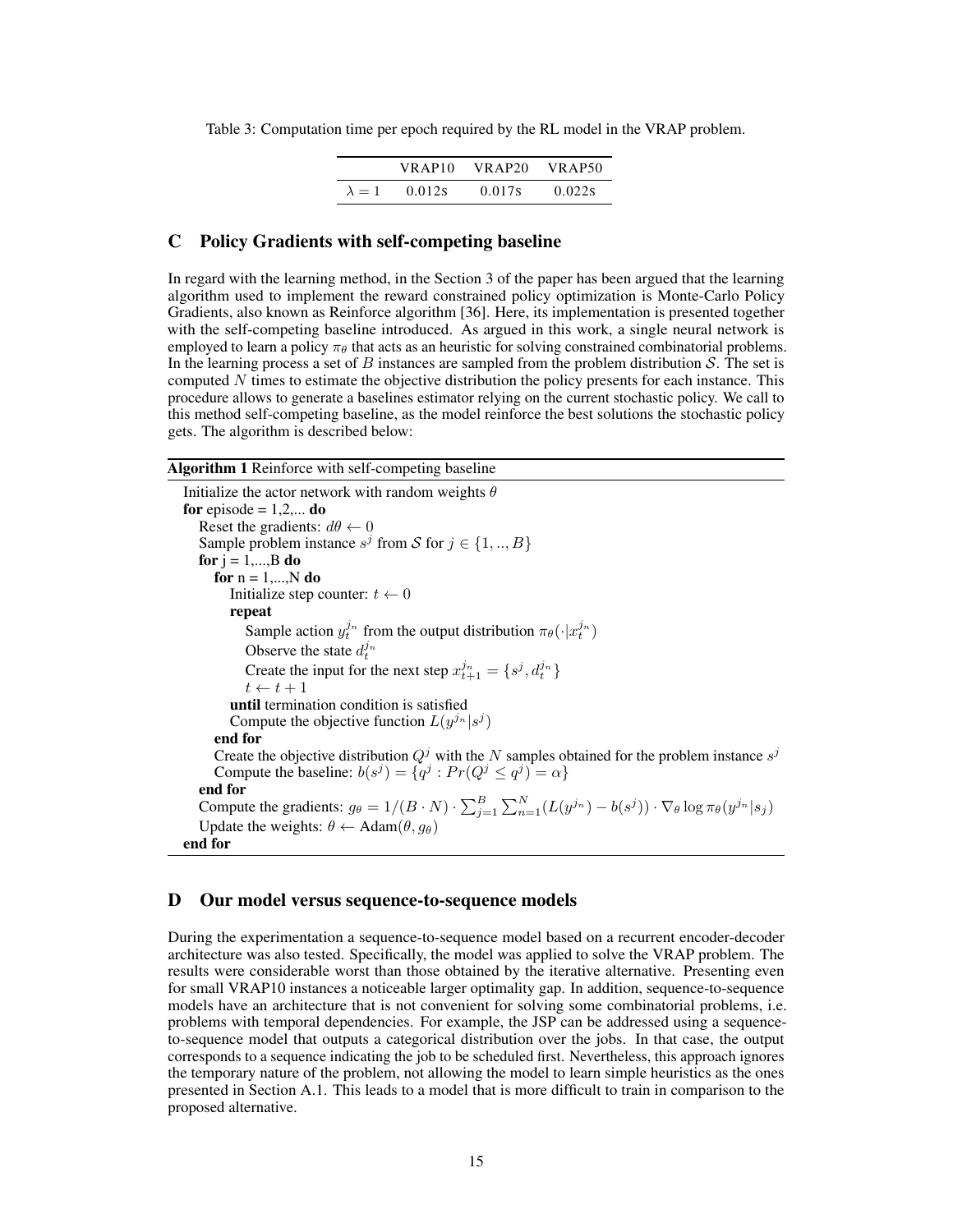Table 3: Computation time per epoch required by the RL model in the VRAP problem.

| | VRAP10 | VRAP20 | VRAP50 |
|---|---|---|---|
| $\lambda = 1$ | 0.012s | 0.017s | 0.022s |

## C Policy Gradients with self-competing baseline

In regard with the learning method, in the Section 3 of the paper has been argued that the learning algorithm used to implement the reward constrained policy optimization is Monte-Carlo Policy Gradients, also known as Reinforce algorithm [36]. Here, its implementation is presented together with the self-competing baseline introduced. As argued in this work, a single neural network is employed to learn a policy $\pi_\theta$ that acts as an heuristic for solving constrained combinatorial problems. In the learning process a set of $B$ instances are sampled from the problem distribution $\mathcal{S}$. The set is computed $N$ times to estimate the objective distribution the policy presents for each instance. This procedure allows to generate a baselines estimator relying on the current stochastic policy. We call to this method self-competing baseline, as the model reinforce the best solutions the stochastic policy gets. The algorithm is described below:

**Algorithm 1** Reinforce with self-competing baseline

```
Initialize the actor network with random weights θ
for episode = 1,2,... do
    Reset the gradients: dθ ← 0
    Sample problem instance s^j from S for j ∈ {1,..,B}
    for j = 1,...,B do
        for n = 1,...,N do
            Initialize step counter: t ← 0
            repeat
                Sample action y_t^{j_n} from the output distribution π_θ(·|x_t^{j_n})
                Observe the state d_t^{j_n}
                Create the input for the next step x_{t+1}^{j_n} = {s^j, d_t^{j_n}}
                t ← t + 1
            until termination condition is satisfied
            Compute the objective function L(y^{j_n}|s^j)
        end for
        Create the objective distribution Q^j with the N samples obtained for the problem instance s^j
        Compute the baseline: b(s^j) = {q^j : Pr(Q^j ≤ q^j) = α}
    end for
    Compute the gradients: g_θ = 1/(B·N) · Σ_{j=1}^{B} Σ_{n=1}^{N} (L(y^{j_n}) − b(s^j)) · ∇_θ log π_θ(y^{j_n}|s_j)
    Update the weights: θ ← Adam(θ, g_θ)
end for
```

Where the gradient is:

$$g_\theta = 1/(B \cdot N) \cdot \sum_{j=1}^{B} \sum_{n=1}^{N} (L(y^{j_n}) - b(s^j)) \cdot \nabla_\theta \log \pi_\theta(y^{j_n}|s_j)$$

and the baseline is $b(s^j) = \{q^j : Pr(Q^j \leq q^j) = \alpha\}$.

## D Our model versus sequence-to-sequence models

During the experimentation a sequence-to-sequence model based on a recurrent encoder-decoder architecture was also tested. Specifically, the model was applied to solve the VRAP problem. The results were considerable worst than those obtained by the iterative alternative. Presenting even for small VRAP10 instances a noticeable larger optimality gap. In addition, sequence-to-sequence models have an architecture that is not convenient for solving some combinatorial problems, i.e. problems with temporal dependencies. For example, the JSP can be addressed using a sequence-to-sequence model that outputs a categorical distribution over the jobs. In that case, the output corresponds to a sequence indicating the job to be scheduled first. Nevertheless, this approach ignores the temporary nature of the problem, not allowing the model to learn simple heuristics as the ones presented in Section A.1. This leads to a model that is more difficult to train in comparison to the proposed alternative.